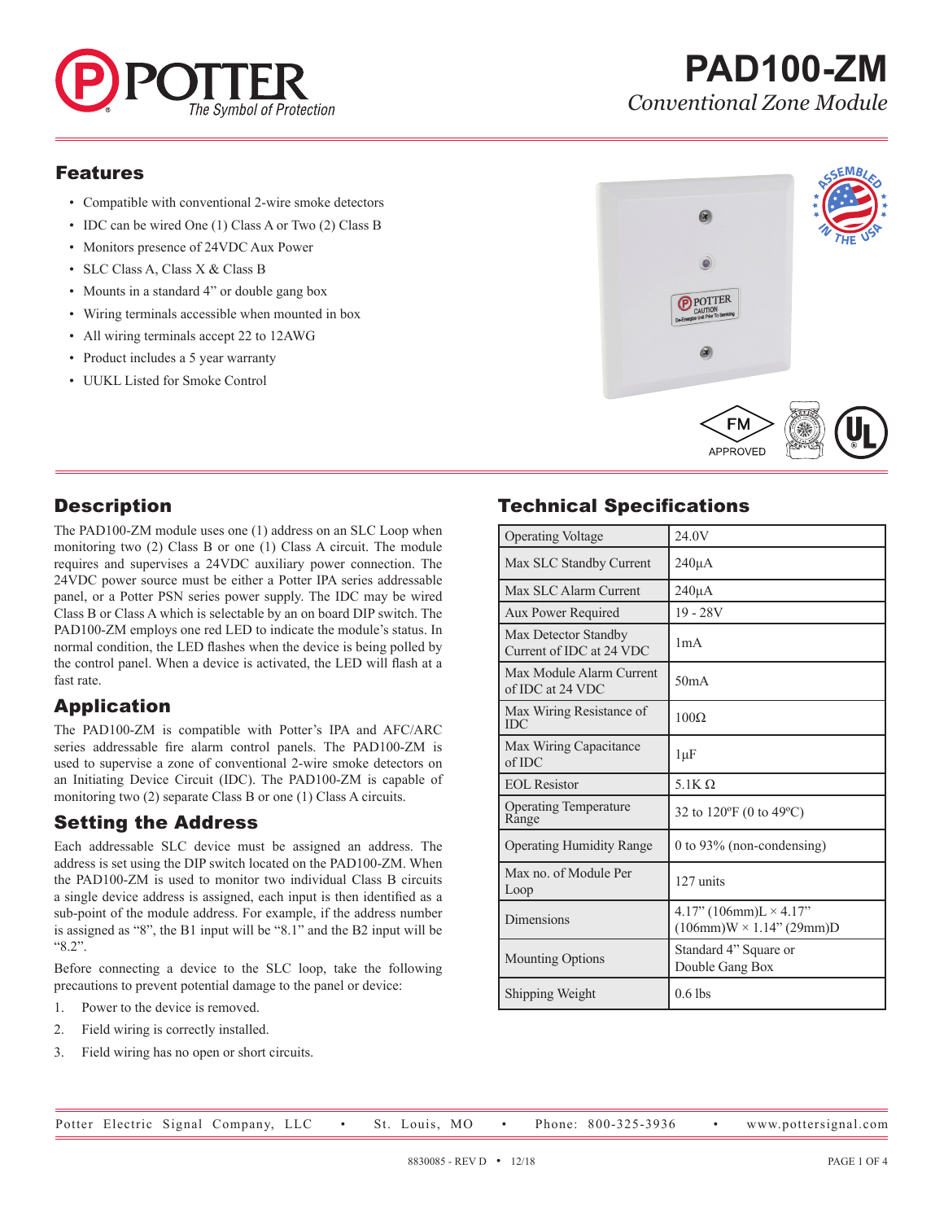# PAD100-ZM

*Conventional Zone Module*

## Features

- Compatible with conventional 2-wire smoke detectors
- IDC can be wired One (1) Class A or Two (2) Class B
- Monitors presence of 24VDC Aux Power
- SLC Class A, Class X & Class B
- Mounts in a standard 4" or double gang box
- Wiring terminals accessible when mounted in box
- All wiring terminals accept 22 to 12AWG
- Product includes a 5 year warranty
- UUKL Listed for Smoke Control

## Description

The PAD100-ZM module uses one (1) address on an SLC Loop when monitoring two (2) Class B or one (1) Class A circuit. The module requires and supervises a 24VDC auxiliary power connection. The 24VDC power source must be either a Potter IPA series addressable panel, or a Potter PSN series power supply. The IDC may be wired Class B or Class A which is selectable by an on board DIP switch. The PAD100-ZM employs one red LED to indicate the module's status. In normal condition, the LED flashes when the device is being polled by the control panel. When a device is activated, the LED will flash at a fast rate.

## Application

The PAD100-ZM is compatible with Potter's IPA and AFC/ARC series addressable fire alarm control panels. The PAD100-ZM is used to supervise a zone of conventional 2-wire smoke detectors on an Initiating Device Circuit (IDC). The PAD100-ZM is capable of monitoring two (2) separate Class B or one (1) Class A circuits.

## Setting the Address

Each addressable SLC device must be assigned an address. The address is set using the DIP switch located on the PAD100-ZM. When the PAD100-ZM is used to monitor two individual Class B circuits a single device address is assigned, each input is then identified as a sub-point of the module address. For example, if the address number is assigned as "8", the B1 input will be "8.1" and the B2 input will be "8.2".

Before connecting a device to the SLC loop, take the following precautions to prevent potential damage to the panel or device:

1. Power to the device is removed.
2. Field wiring is correctly installed.
3. Field wiring has no open or short circuits.

## Technical Specifications

| | |
|---|---|
| Operating Voltage | 24.0V |
| Max SLC Standby Current | 240μA |
| Max SLC Alarm Current | 240μA |
| Aux Power Required | 19 - 28V |
| Max Detector Standby Current of IDC at 24 VDC | 1mA |
| Max Module Alarm Current of IDC at 24 VDC | 50mA |
| Max Wiring Resistance of IDC | 100Ω |
| Max Wiring Capacitance of IDC | 1μF |
| EOL Resistor | 5.1K Ω |
| Operating Temperature Range | 32 to 120ºF (0 to 49ºC) |
| Operating Humidity Range | 0 to 93% (non-condensing) |
| Max no. of Module Per Loop | 127 units |
| Dimensions | 4.17" (106mm)L × 4.17" (106mm)W × 1.14" (29mm)D |
| Mounting Options | Standard 4" Square or Double Gang Box |
| Shipping Weight | 0.6 lbs |

Potter Electric Signal Company, LLC • St. Louis, MO • Phone: 800-325-3936 • www.pottersignal.com

8830085 - REV D • 12/18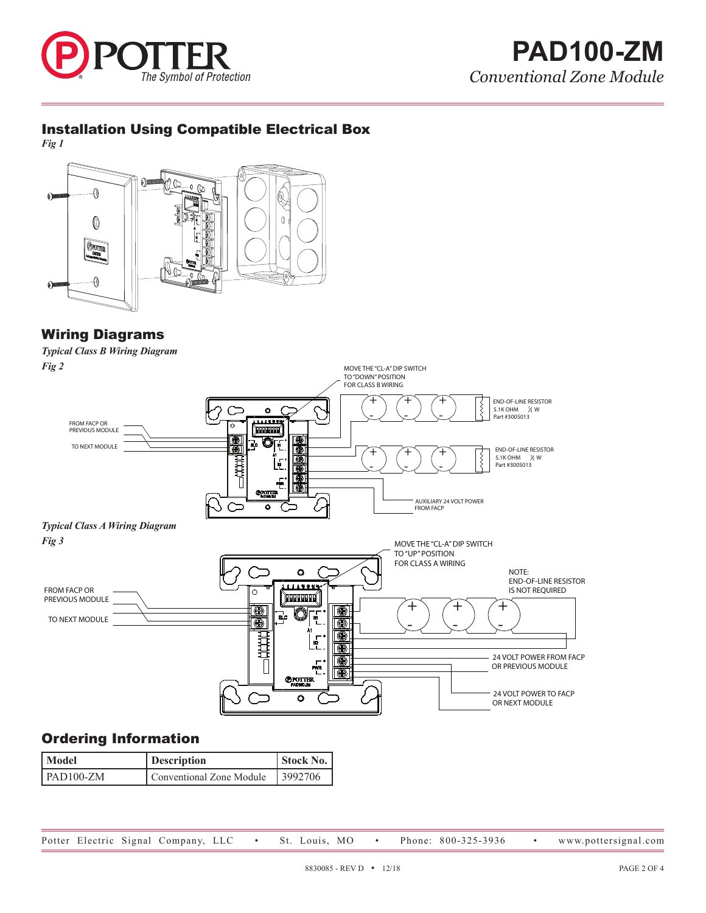## Installation Using Compatible Electrical Box

*Fig 1*

## Wiring Diagrams

*Typical Class B Wiring Diagram*

*Fig 2*

MOVE THE "CL-A" DIP SWITCH TO "DOWN" POSITION FOR CLASS B WIRING

FROM FACP OR PREVIOUS MODULE

TO NEXT MODULE

END-OF-LINE RESISTOR 5.1K OHM ½ W Part #3005013

END-OF-LINE RESISTOR 5.1K OHM ½ W Part #3005013

AUXILIARY 24 VOLT POWER FROM FACP

*Typical Class A Wiring Diagram*

*Fig 3*

MOVE THE "CL-A" DIP SWITCH TO "UP" POSITION FOR CLASS A WIRING

NOTE: END-OF-LINE RESISTOR IS NOT REQUIRED

FROM FACP OR PREVIOUS MODULE

TO NEXT MODULE

24 VOLT POWER FROM FACP OR PREVIOUS MODULE

24 VOLT POWER TO FACP OR NEXT MODULE

## Ordering Information

| Model | Description | Stock No. |
|---|---|---|
| PAD100-ZM | Conventional Zone Module | 3992706 |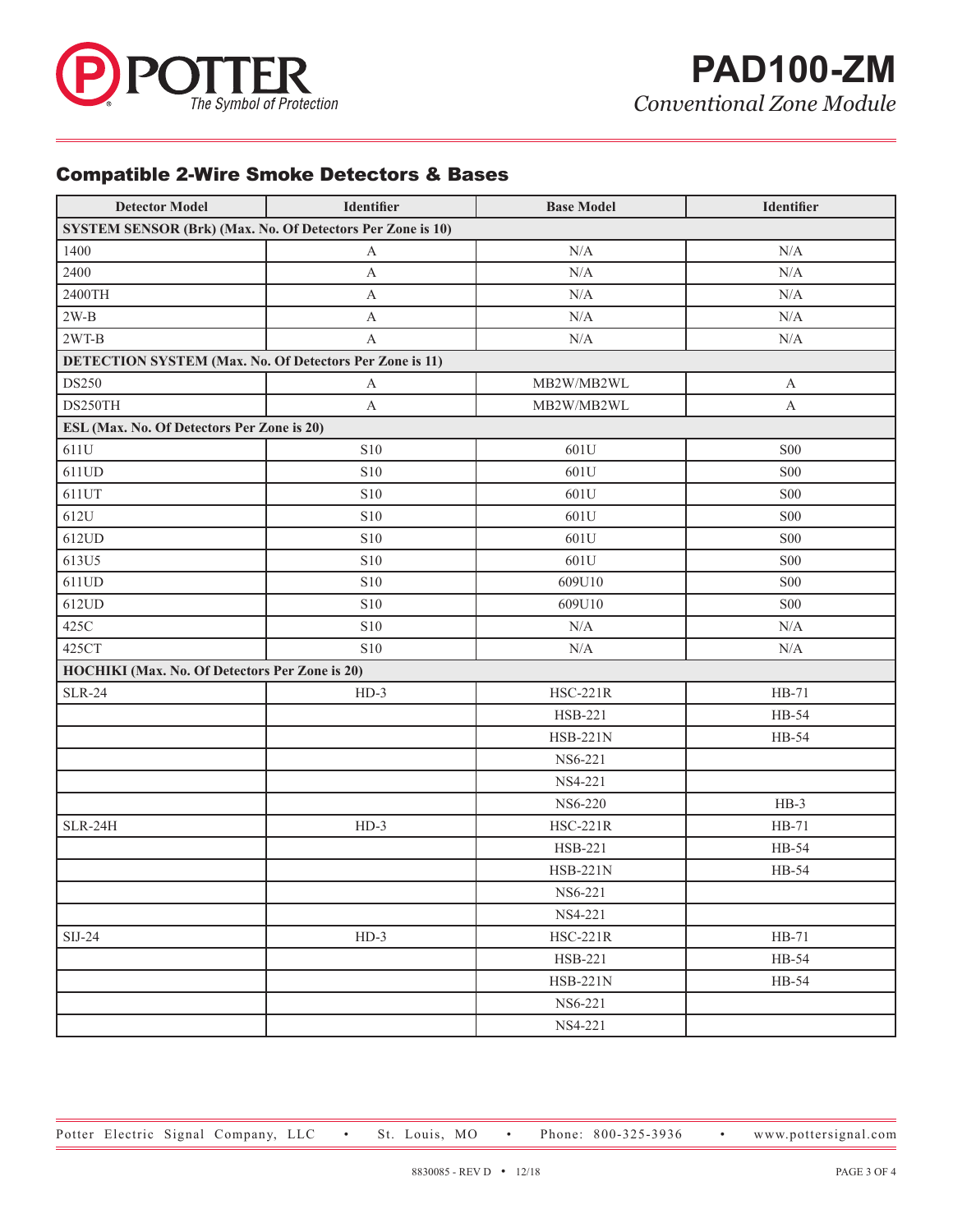## Compatible 2-Wire Smoke Detectors & Bases

| Detector Model | Identifier | Base Model | Identifier |
|---|---|---|---|
| **SYSTEM SENSOR (Brk) (Max. No. Of Detectors Per Zone is 10)** | | | |
| 1400 | A | N/A | N/A |
| 2400 | A | N/A | N/A |
| 2400TH | A | N/A | N/A |
| 2W-B | A | N/A | N/A |
| 2WT-B | A | N/A | N/A |
| **DETECTION SYSTEM (Max. No. Of Detectors Per Zone is 11)** | | | |
| DS250 | A | MB2W/MB2WL | A |
| DS250TH | A | MB2W/MB2WL | A |
| **ESL (Max. No. Of Detectors Per Zone is 20)** | | | |
| 611U | S10 | 601U | S00 |
| 611UD | S10 | 601U | S00 |
| 611UT | S10 | 601U | S00 |
| 612U | S10 | 601U | S00 |
| 612UD | S10 | 601U | S00 |
| 613U5 | S10 | 601U | S00 |
| 611UD | S10 | 609U10 | S00 |
| 612UD | S10 | 609U10 | S00 |
| 425C | S10 | N/A | N/A |
| 425CT | S10 | N/A | N/A |
| **HOCHIKI (Max. No. Of Detectors Per Zone is 20)** | | | |
| SLR-24 | HD-3 | HSC-221R | HB-71 |
| | | HSB-221 | HB-54 |
| | | HSB-221N | HB-54 |
| | | NS6-221 | |
| | | NS4-221 | |
| | | NS6-220 | HB-3 |
| SLR-24H | HD-3 | HSC-221R | HB-71 |
| | | HSB-221 | HB-54 |
| | | HSB-221N | HB-54 |
| | | NS6-221 | |
| | | NS4-221 | |
| SIJ-24 | HD-3 | HSC-221R | HB-71 |
| | | HSB-221 | HB-54 |
| | | HSB-221N | HB-54 |
| | | NS6-221 | |
| | | NS4-221 | |

Potter Electric Signal Company, LLC • St. Louis, MO • Phone: 800-325-3936 • www.pottersignal.com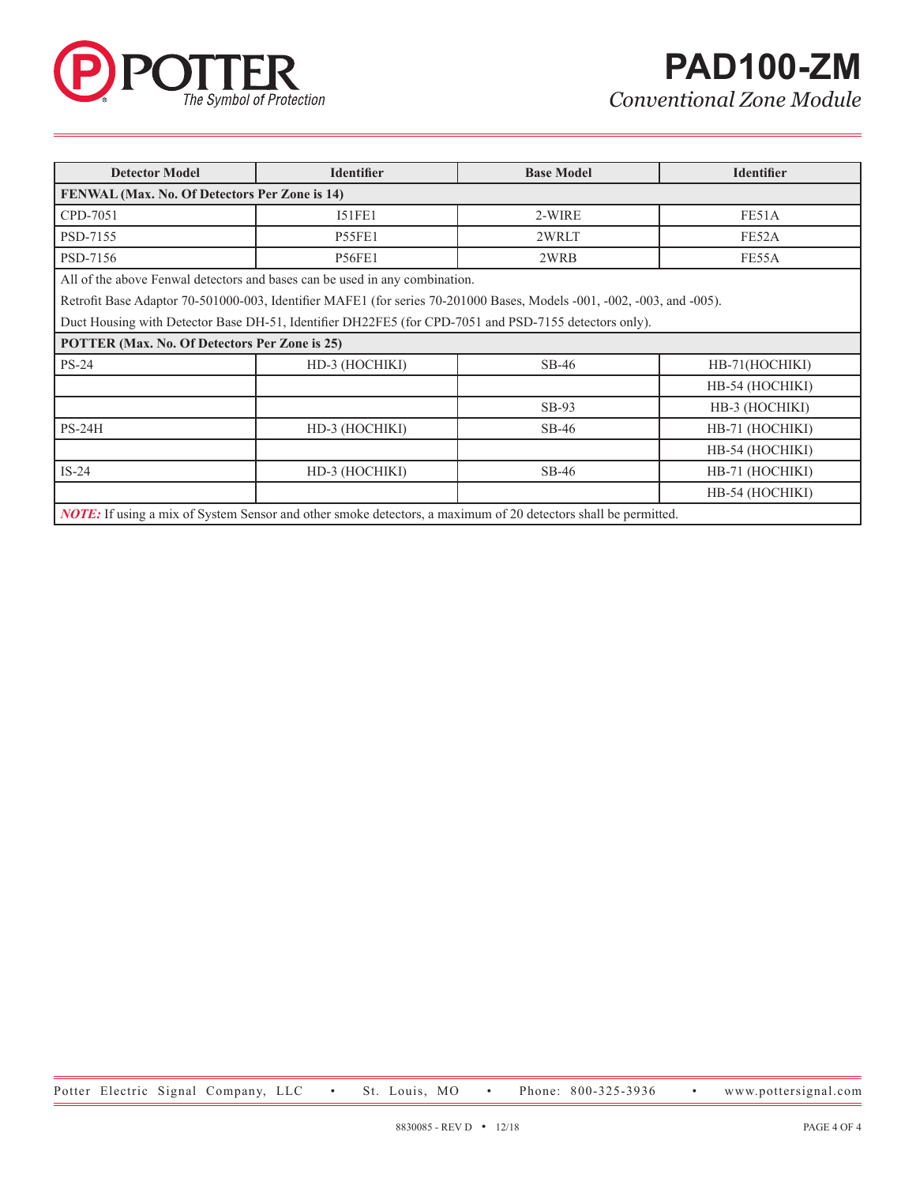# PAD100-ZM

*Conventional Zone Module*

| Detector Model | Identifier | Base Model | Identifier |
|---|---|---|---|
| **FENWAL (Max. No. Of Detectors Per Zone is 14)** | | | |
| CPD-7051 | I51FE1 | 2-WIRE | FE51A |
| PSD-7155 | P55FE1 | 2WRLT | FE52A |
| PSD-7156 | P56FE1 | 2WRB | FE55A |
| All of the above Fenwal detectors and bases can be used in any combination. | | | |
| Retrofit Base Adaptor 70-501000-003, Identifier MAFE1 (for series 70-201000 Bases, Models -001, -002, -003, and -005). | | | |
| Duct Housing with Detector Base DH-51, Identifier DH22FE5 (for CPD-7051 and PSD-7155 detectors only). | | | |
| **POTTER (Max. No. Of Detectors Per Zone is 25)** | | | |
| PS-24 | HD-3 (HOCHIKI) | SB-46 | HB-71(HOCHIKI) |
| | | | HB-54 (HOCHIKI) |
| | | SB-93 | HB-3 (HOCHIKI) |
| PS-24H | HD-3 (HOCHIKI) | SB-46 | HB-71 (HOCHIKI) |
| | | | HB-54 (HOCHIKI) |
| IS-24 | HD-3 (HOCHIKI) | SB-46 | HB-71 (HOCHIKI) |
| | | | HB-54 (HOCHIKI) |
| ***NOTE:*** If using a mix of System Sensor and other smoke detectors, a maximum of 20 detectors shall be permitted. | | | |

Potter Electric Signal Company, LLC • St. Louis, MO • Phone: 800-325-3936 • www.pottersignal.com

8830085 - REV D • 12/18